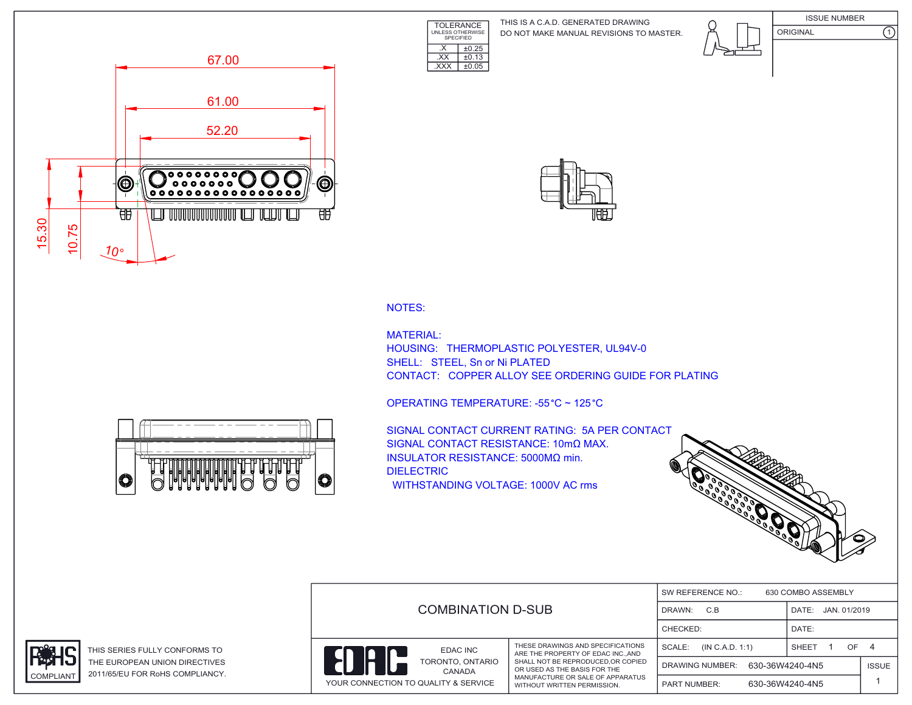| TOLERANCE UNLESS OTHERWISE SPECIFIED | |
|---|---|
| .X | ±0.25 |
| .XX | ±0.13 |
| .XXX | ±0.05 |

THIS IS A C.A.D. GENERATED DRAWING
DO NOT MAKE MANUAL REVISIONS TO MASTER.

| ISSUE NUMBER | |
|---|---|
| ORIGINAL | 1 |

67.00
61.00
52.20
15.30
10.75
10°

NOTES:

MATERIAL:
HOUSING: THERMOPLASTIC POLYESTER, UL94V-0
SHELL: STEEL, Sn or Ni PLATED
CONTACT: COPPER ALLOY SEE ORDERING GUIDE FOR PLATING

OPERATING TEMPERATURE: -55°C ~ 125°C

SIGNAL CONTACT CURRENT RATING: 5A PER CONTACT
SIGNAL CONTACT RESISTANCE: 10mΩ MAX.
INSULATOR RESISTANCE: 5000MΩ min.
DIELECTRIC
WITHSTANDING VOLTAGE: 1000V AC rms

RoHS COMPLIANT

THIS SERIES FULLY CONFORMS TO THE EUROPEAN UNION DIRECTIVES 2011/65/EU FOR RoHS COMPLIANCY.

COMBINATION D-SUB

EDAC

EDAC INC
TORONTO, ONTARIO
CANADA

YOUR CONNECTION TO QUALITY & SERVICE

THESE DRAWINGS AND SPECIFICATIONS ARE THE PROPERTY OF EDAC INC.,AND SHALL NOT BE REPRODUCED,OR COPIED OR USED AS THE BASIS FOR THE MANUFACTURE OR SALE OF APPARATUS WITHOUT WRITTEN PERMISSION.

| SW REFERENCE NO.: 630 COMBO ASSEMBLY | | |
|---|---|---|
| DRAWN: C.B | DATE: JAN. 01/2019 | |
| CHECKED: | DATE: | |
| SCALE: (IN C.A.D. 1:1) | SHEET 1 OF 4 | |
| DRAWING NUMBER: 630-36W4240-4N5 | | ISSUE |
| PART NUMBER: 630-36W4240-4N5 | | 1 |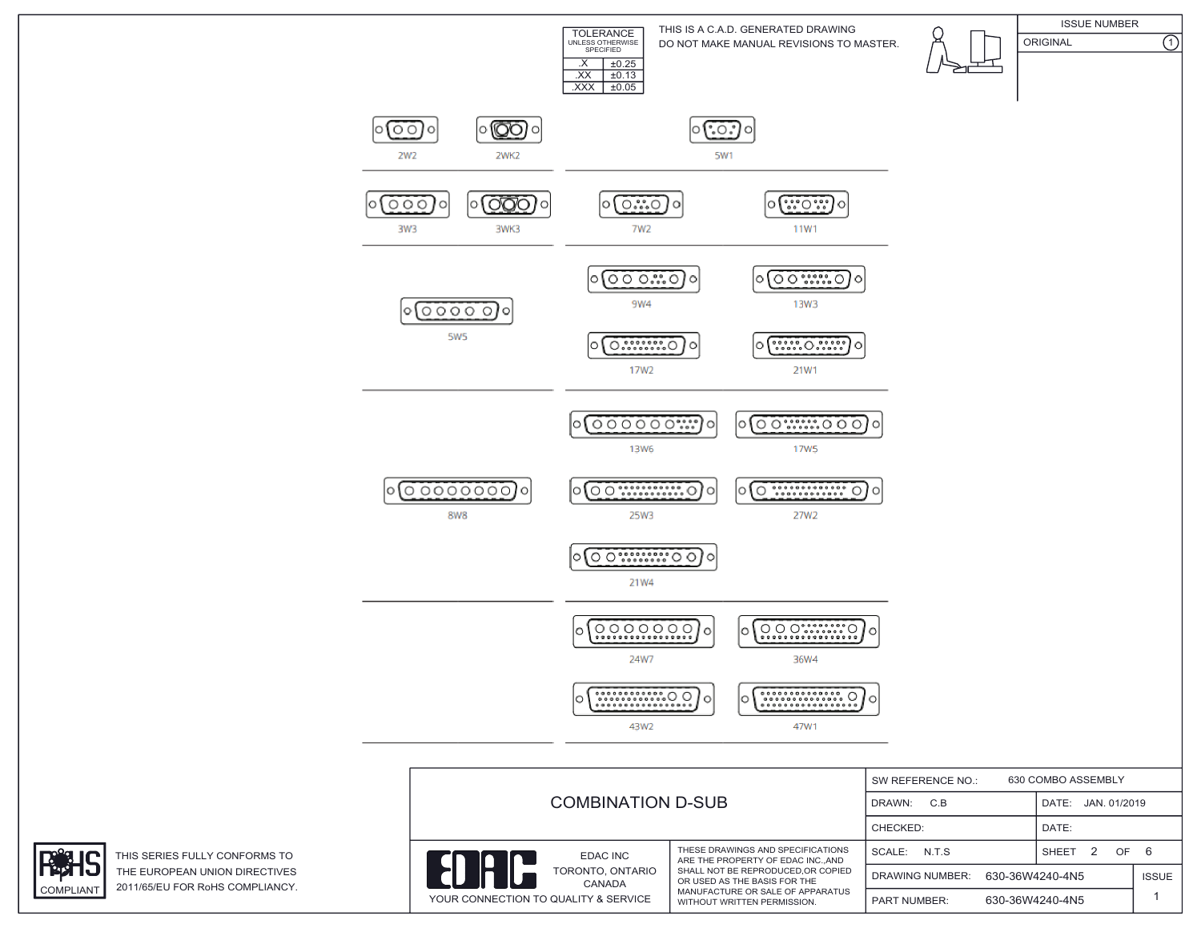| TOLERANCE UNLESS OTHERWISE SPECIFIED | |
|---|---|
| .X | ±0.25 |
| .XX | ±0.13 |
| .XXX | ±0.05 |

THIS IS A C.A.D. GENERATED DRAWING
DO NOT MAKE MANUAL REVISIONS TO MASTER.

| ISSUE NUMBER | |
|---|---|
| ORIGINAL | 1 |

2W2 2WK2 5W1

3W3 3WK3 7W2 11W1

5W5 9W4 13W3 17W2 21W1

8W8 13W6 17W5 25W3 27W2 21W4

24W7 36W4 43W2 47W1

# COMBINATION D-SUB

| SW REFERENCE NO.: | 630 COMBO ASSEMBLY | | |
|---|---|---|---|
| DRAWN: C.B | | DATE: JAN. 01/2019 | |
| CHECKED: | | DATE: | |
| SCALE: N.T.S | | SHEET 2 OF 6 | |
| DRAWING NUMBER: | 630-36W4240-4N5 | | ISSUE |
| PART NUMBER: | 630-36W4240-4N5 | | 1 |

EDAC
EDAC INC
TORONTO, ONTARIO
CANADA
YOUR CONNECTION TO QUALITY & SERVICE

THESE DRAWINGS AND SPECIFICATIONS ARE THE PROPERTY OF EDAC INC.,AND SHALL NOT BE REPRODUCED,OR COPIED OR USED AS THE BASIS FOR THE MANUFACTURE OR SALE OF APPARATUS WITHOUT WRITTEN PERMISSION.

RoHS COMPLIANT

THIS SERIES FULLY CONFORMS TO THE EUROPEAN UNION DIRECTIVES 2011/65/EU FOR RoHS COMPLIANCY.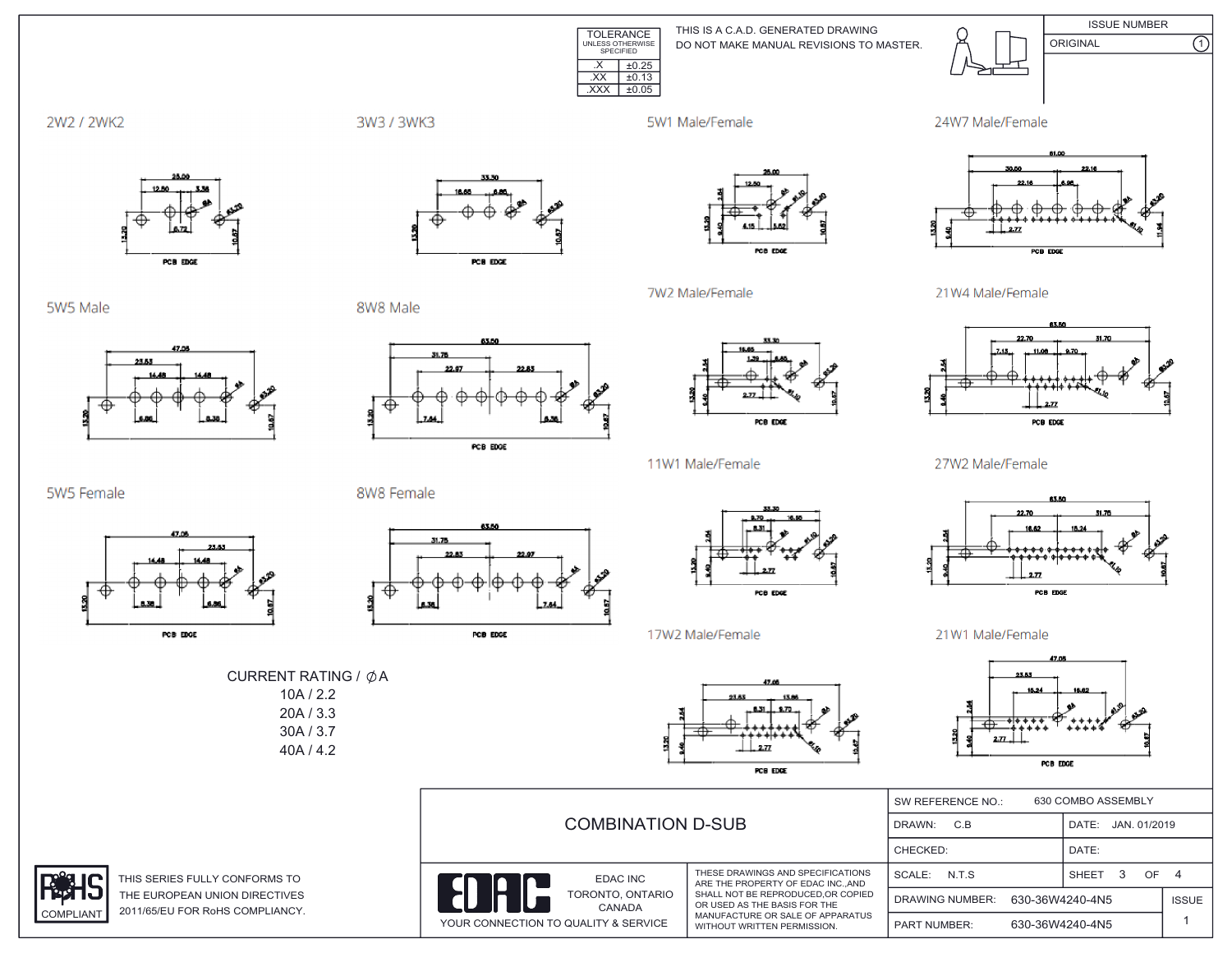| TOLERANCE UNLESS OTHERWISE SPECIFIED | |
|---|---|
| .X | ±0.25 |
| .XX | ±0.13 |
| .XXX | ±0.05 |

THIS IS A C.A.D. GENERATED DRAWING
DO NOT MAKE MANUAL REVISIONS TO MASTER.

| ISSUE NUMBER | |
|---|---|
| ORIGINAL | 1 |

## 2W2 / 2WK2

## 3W3 / 3WK3

## 5W1 Male/Female

## 24W7 Male/Female

## 5W5 Male

## 8W8 Male

## 7W2 Male/Female

## 21W4 Male/Female

## 11W1 Male/Female

## 27W2 Male/Female

## 5W5 Female

## 8W8 Female

## 17W2 Male/Female

## 21W1 Male/Female

CURRENT RATING / ∅A
10A / 2.2
20A / 3.3
30A / 3.7
40A / 4.2

RoHS COMPLIANT

THIS SERIES FULLY CONFORMS TO THE EUROPEAN UNION DIRECTIVES 2011/65/EU FOR RoHS COMPLIANCY.

COMBINATION D-SUB

EDAC INC
TORONTO, ONTARIO
CANADA
YOUR CONNECTION TO QUALITY & SERVICE

THESE DRAWINGS AND SPECIFICATIONS ARE THE PROPERTY OF EDAC INC.,AND SHALL NOT BE REPRODUCED,OR COPIED OR USED AS THE BASIS FOR THE MANUFACTURE OR SALE OF APPARATUS WITHOUT WRITTEN PERMISSION.

| | | |
|---|---|---|
| SW REFERENCE NO.: 630 COMBO ASSEMBLY | | |
| DRAWN: C.B | DATE: JAN. 01/2019 | |
| CHECKED: | DATE: | |
| SCALE: N.T.S | SHEET 3 OF 4 | |
| DRAWING NUMBER: 630-36W4240-4N5 | | ISSUE |
| PART NUMBER: 630-36W4240-4N5 | | 1 |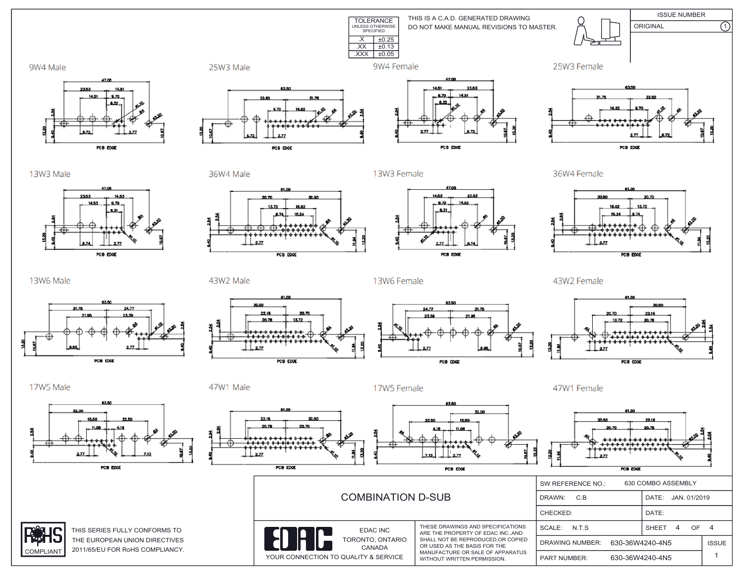| TOLERANCE UNLESS OTHERWISE SPECIFIED | |
|---|---|
| .X | ±0.25 |
| .XX | ±0.13 |
| .XXX | ±0.05 |

THIS IS A C.A.D. GENERATED DRAWING
DO NOT MAKE MANUAL REVISIONS TO MASTER.

| ISSUE NUMBER | |
|---|---|
| ORIGINAL | 1 |

9W4 Male

25W3 Male

9W4 Female

25W3 Female

13W3 Male

36W4 Male

13W3 Female

36W4 Female

13W6 Male

43W2 Male

13W6 Female

43W2 Female

17W5 Male

47W1 Male

17W5 Female

47W1 Female

COMBINATION D-SUB

| | | | |
|---|---|---|---|
| SW REFERENCE NO.: | 630 COMBO ASSEMBLY | | |
| DRAWN: C.B | | DATE: JAN. 01/2019 | |
| CHECKED: | | DATE: | |
| SCALE: N.T.S | | SHEET 4 OF 4 | |
| DRAWING NUMBER: | 630-36W4240-4N5 | | ISSUE |
| PART NUMBER: | 630-36W4240-4N5 | | 1 |

EDAC INC
TORONTO, ONTARIO
CANADA

YOUR CONNECTION TO QUALITY & SERVICE

THESE DRAWINGS AND SPECIFICATIONS ARE THE PROPERTY OF EDAC INC.,AND SHALL NOT BE REPRODUCED,OR COPIED OR USED AS THE BASIS FOR THE MANUFACTURE OR SALE OF APPARATUS WITHOUT WRITTEN PERMISSION.

RoHS COMPLIANT

THIS SERIES FULLY CONFORMS TO THE EUROPEAN UNION DIRECTIVES 2011/65/EU FOR RoHS COMPLIANCY.